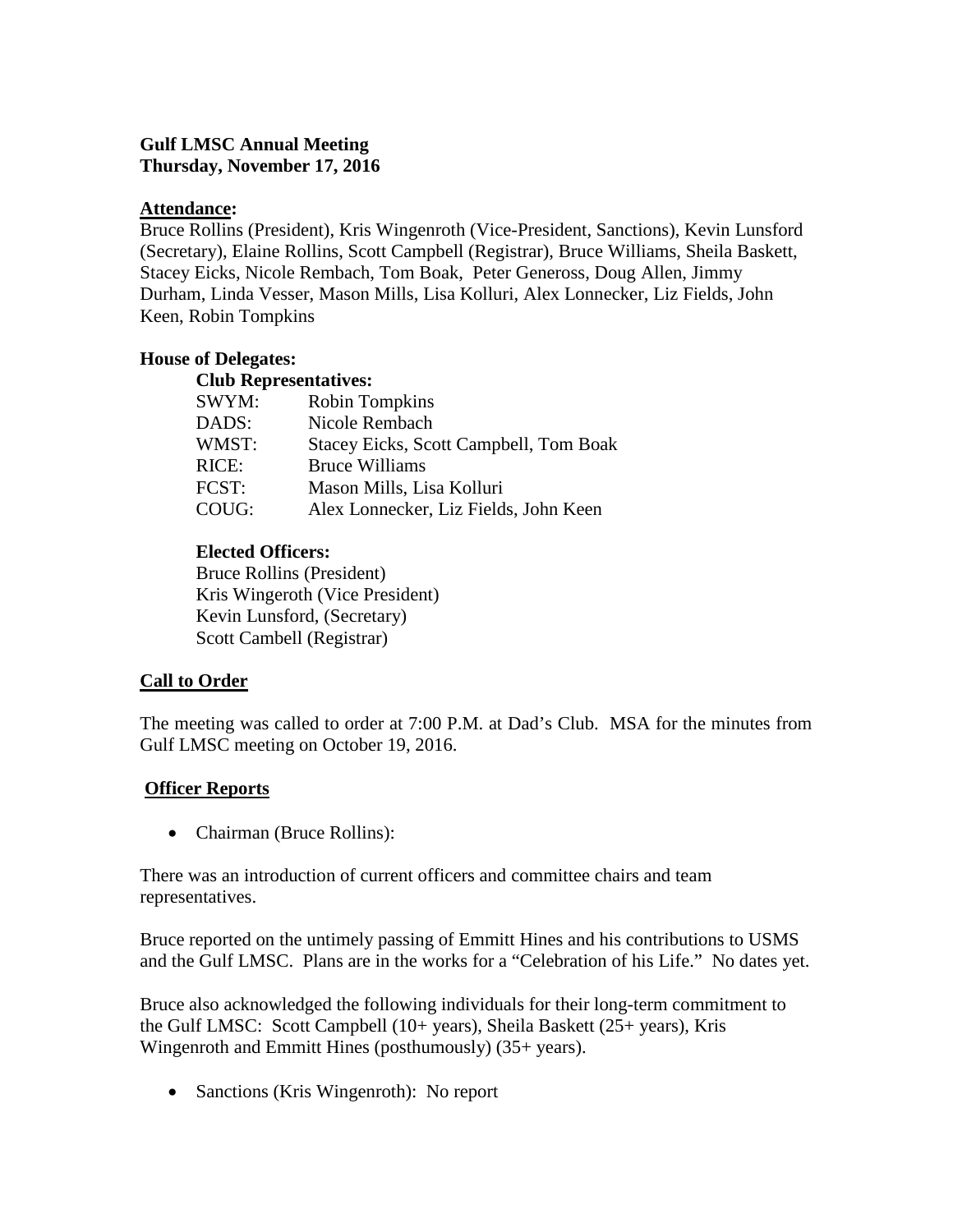**Gulf LMSC Annual Meeting**
**Thursday, November 17, 2016**

**Attendance:**

Bruce Rollins (President), Kris Wingenroth (Vice-President, Sanctions), Kevin Lunsford (Secretary), Elaine Rollins, Scott Campbell (Registrar), Bruce Williams, Sheila Baskett, Stacey Eicks, Nicole Rembach, Tom Boak, Peter Geneross, Doug Allen, Jimmy Durham, Linda Vesser, Mason Mills, Lisa Kolluri, Alex Lonnecker, Liz Fields, John Keen, Robin Tompkins

**House of Delegates:**

**Club Representatives:**

| | |
|---|---|
| SWYM: | Robin Tompkins |
| DADS: | Nicole Rembach |
| WMST: | Stacey Eicks, Scott Campbell, Tom Boak |
| RICE: | Bruce Williams |
| FCST: | Mason Mills, Lisa Kolluri |
| COUG: | Alex Lonnecker, Liz Fields, John Keen |

**Elected Officers:**

Bruce Rollins (President)
Kris Wingeroth (Vice President)
Kevin Lunsford, (Secretary)
Scott Cambell (Registrar)

**Call to Order**

The meeting was called to order at 7:00 P.M. at Dad's Club. MSA for the minutes from Gulf LMSC meeting on October 19, 2016.

**Officer Reports**

- Chairman (Bruce Rollins):

There was an introduction of current officers and committee chairs and team representatives.

Bruce reported on the untimely passing of Emmitt Hines and his contributions to USMS and the Gulf LMSC. Plans are in the works for a "Celebration of his Life." No dates yet.

Bruce also acknowledged the following individuals for their long-term commitment to the Gulf LMSC: Scott Campbell (10+ years), Sheila Baskett (25+ years), Kris Wingenroth and Emmitt Hines (posthumously) (35+ years).

- Sanctions (Kris Wingenroth): No report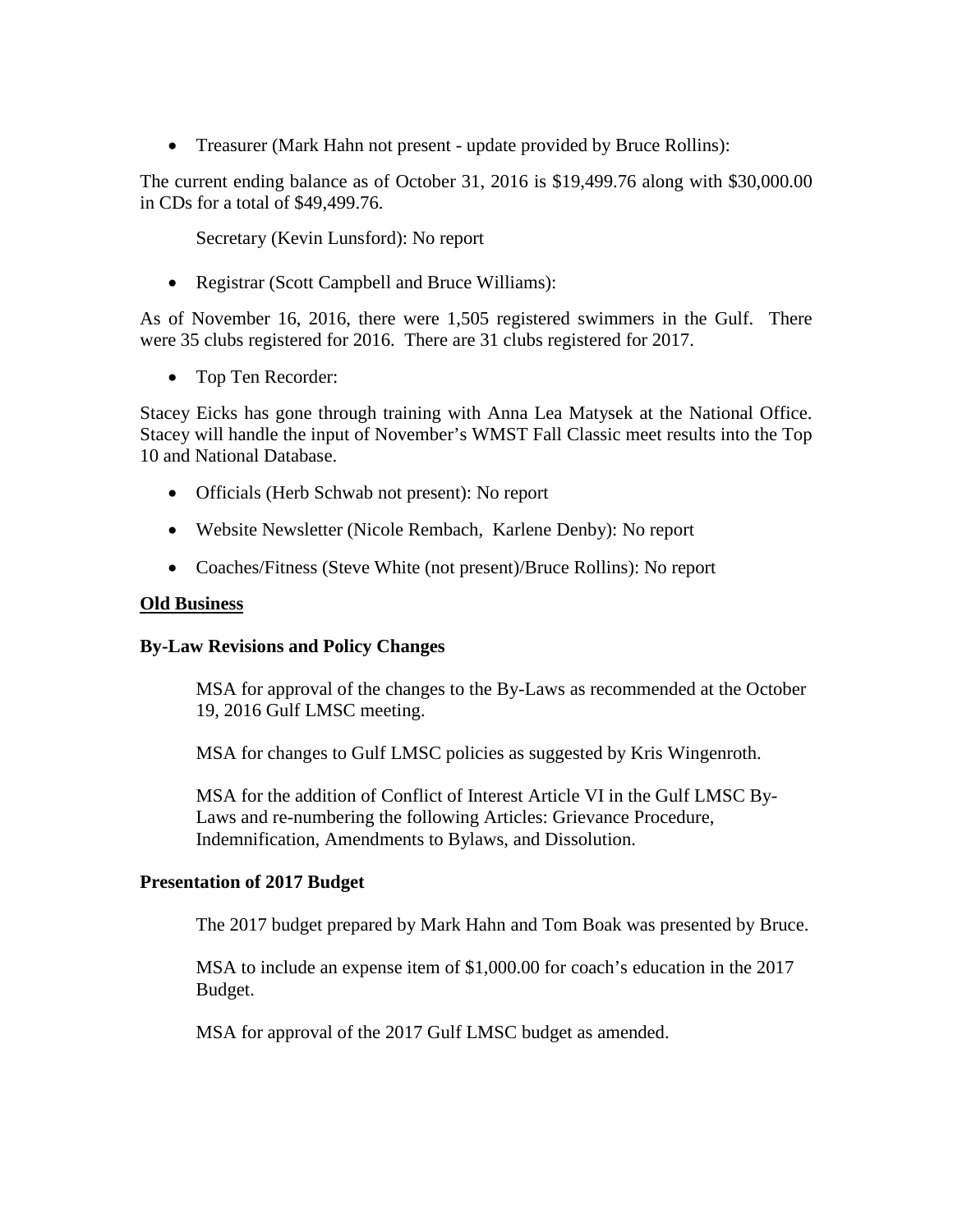- Treasurer (Mark Hahn not present - update provided by Bruce Rollins):

The current ending balance as of October 31, 2016 is $19,499.76 along with $30,000.00 in CDs for a total of $49,499.76.

Secretary (Kevin Lunsford): No report

- Registrar (Scott Campbell and Bruce Williams):

As of November 16, 2016, there were 1,505 registered swimmers in the Gulf. There were 35 clubs registered for 2016. There are 31 clubs registered for 2017.

- Top Ten Recorder:

Stacey Eicks has gone through training with Anna Lea Matysek at the National Office. Stacey will handle the input of November's WMST Fall Classic meet results into the Top 10 and National Database.

- Officials (Herb Schwab not present): No report
- Website Newsletter (Nicole Rembach, Karlene Denby): No report
- Coaches/Fitness (Steve White (not present)/Bruce Rollins): No report

**Old Business**

**By-Law Revisions and Policy Changes**

MSA for approval of the changes to the By-Laws as recommended at the October 19, 2016 Gulf LMSC meeting.

MSA for changes to Gulf LMSC policies as suggested by Kris Wingenroth.

MSA for the addition of Conflict of Interest Article VI in the Gulf LMSC By-Laws and re-numbering the following Articles: Grievance Procedure, Indemnification, Amendments to Bylaws, and Dissolution.

**Presentation of 2017 Budget**

The 2017 budget prepared by Mark Hahn and Tom Boak was presented by Bruce.

MSA to include an expense item of $1,000.00 for coach's education in the 2017 Budget.

MSA for approval of the 2017 Gulf LMSC budget as amended.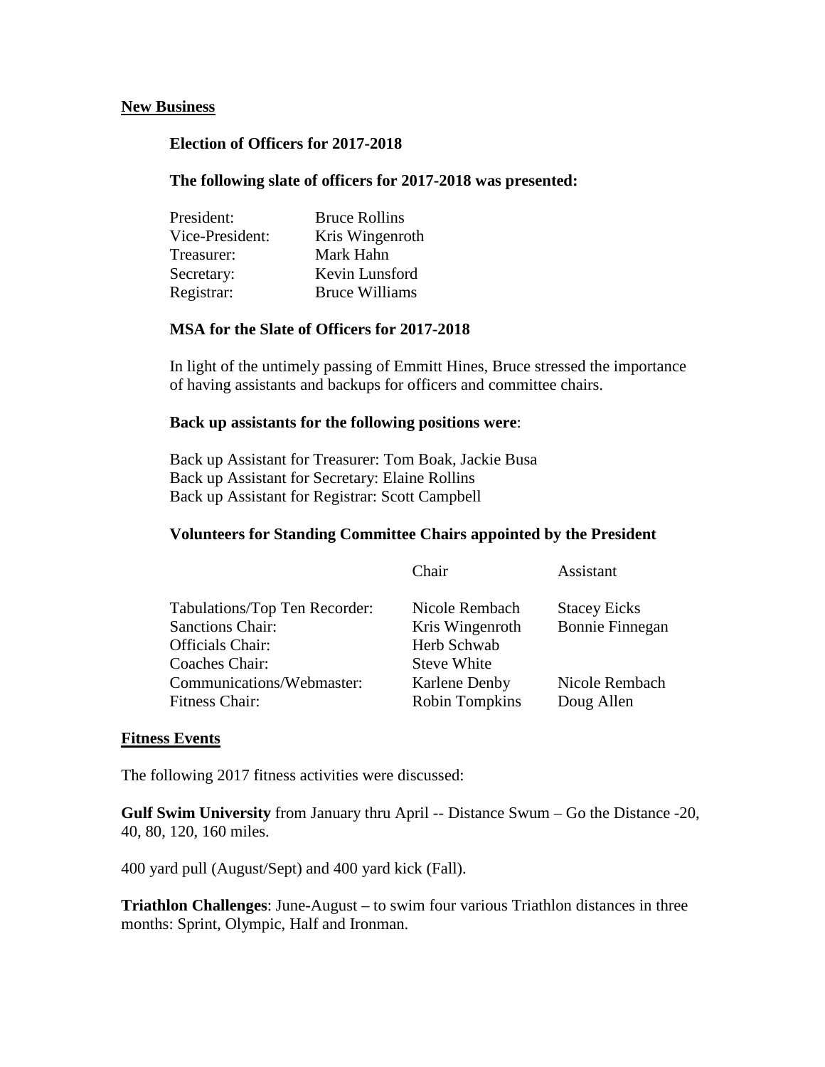## New Business

**Election of Officers for 2017-2018**

**The following slate of officers for 2017-2018 was presented:**

| | |
|---|---|
| President: | Bruce Rollins |
| Vice-President: | Kris Wingenroth |
| Treasurer: | Mark Hahn |
| Secretary: | Kevin Lunsford |
| Registrar: | Bruce Williams |

**MSA for the Slate of Officers for 2017-2018**

In light of the untimely passing of Emmitt Hines, Bruce stressed the importance of having assistants and backups for officers and committee chairs.

**Back up assistants for the following positions were**:

Back up Assistant for Treasurer: Tom Boak, Jackie Busa
Back up Assistant for Secretary: Elaine Rollins
Back up Assistant for Registrar: Scott Campbell

**Volunteers for Standing Committee Chairs appointed by the President**

| | Chair | Assistant |
|---|---|---|
| Tabulations/Top Ten Recorder: | Nicole Rembach | Stacey Eicks |
| Sanctions Chair: | Kris Wingenroth | Bonnie Finnegan |
| Officials Chair: | Herb Schwab | |
| Coaches Chair: | Steve White | |
| Communications/Webmaster: | Karlene Denby | Nicole Rembach |
| Fitness Chair: | Robin Tompkins | Doug Allen |

## Fitness Events

The following 2017 fitness activities were discussed:

**Gulf Swim University** from January thru April -- Distance Swum – Go the Distance -20, 40, 80, 120, 160 miles.

400 yard pull (August/Sept) and 400 yard kick (Fall).

**Triathlon Challenges**: June-August – to swim four various Triathlon distances in three months: Sprint, Olympic, Half and Ironman.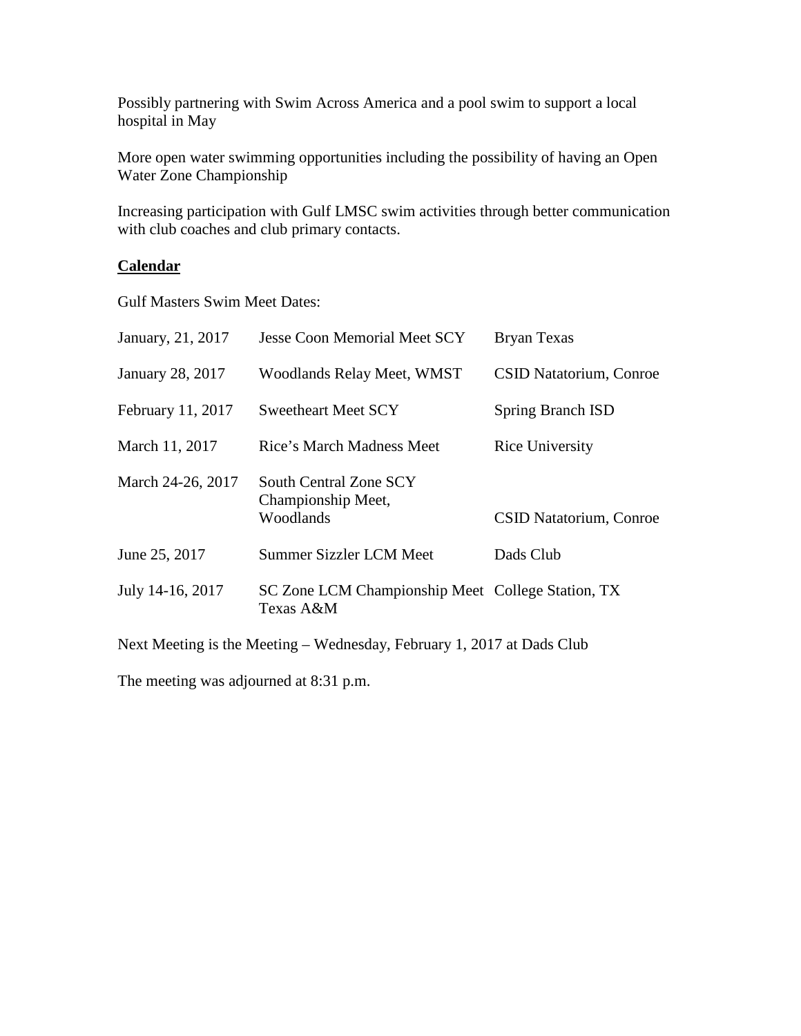Possibly partnering with Swim Across America and a pool swim to support a local hospital in May

More open water swimming opportunities including the possibility of having an Open Water Zone Championship

Increasing participation with Gulf LMSC swim activities through better communication with club coaches and club primary contacts.

**Calendar**

Gulf Masters Swim Meet Dates:

| | | |
|---|---|---|
| January, 21, 2017 | Jesse Coon Memorial Meet SCY | Bryan Texas |
| January 28, 2017 | Woodlands Relay Meet, WMST | CSID Natatorium, Conroe |
| February 11, 2017 | Sweetheart Meet SCY | Spring Branch ISD |
| March 11, 2017 | Rice's March Madness Meet | Rice University |
| March 24-26, 2017 | South Central Zone SCY Championship Meet, Woodlands | CSID Natatorium, Conroe |
| June 25, 2017 | Summer Sizzler LCM Meet | Dads Club |
| July 14-16, 2017 | SC Zone LCM Championship Meet Texas A&M | College Station, TX |

Next Meeting is the Meeting – Wednesday, February 1, 2017 at Dads Club

The meeting was adjourned at 8:31 p.m.